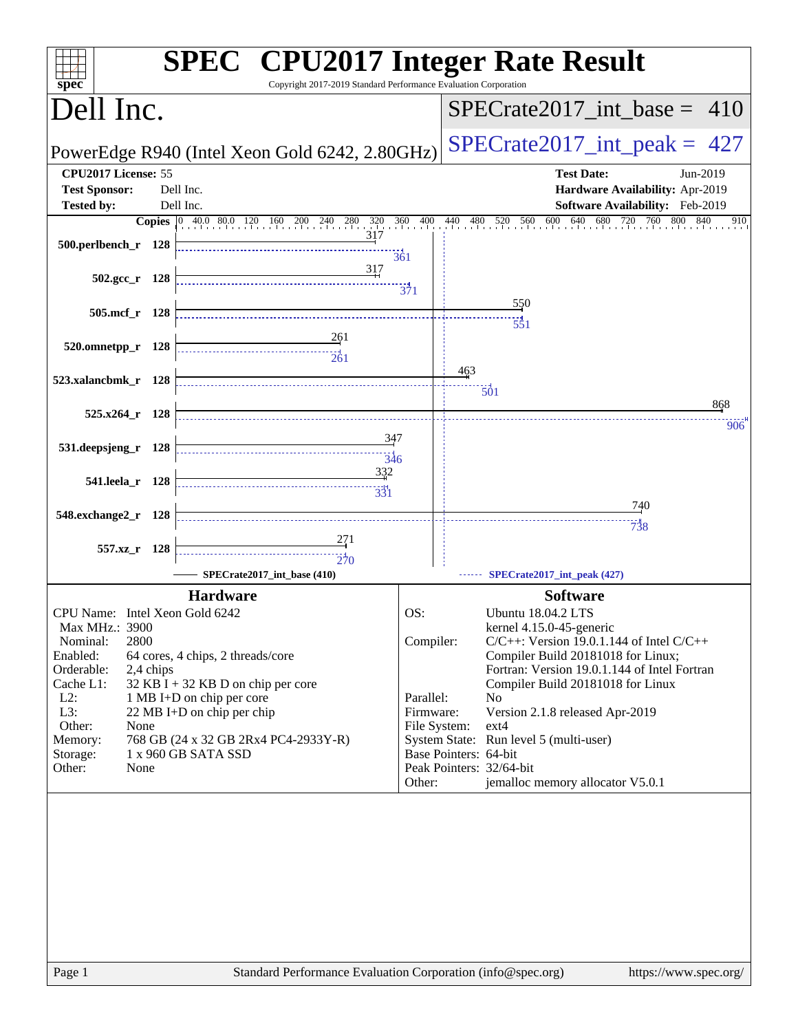# SPEC CPU2017 Integer Rate Result

Copyright 2017-2019 Standard Performance Evaluation Corporation

## Dell Inc.

PowerEdge R940 (Intel Xeon Gold 6242, 2.80GHz)

SPECrate2017_int_base = 410

SPECrate2017_int_peak = 427

**CPU2017 License:** 55
**Test Sponsor:** Dell Inc.
**Tested by:** Dell Inc.

**Test Date:** Jun-2019
**Hardware Availability:** Apr-2019
**Software Availability:** Feb-2019

| Benchmark | Copies | Base | Peak |
|---|---|---|---|
| 500.perlbench_r | 128 | 317 | 361 |
| 502.gcc_r | 128 | 317 | 371 |
| 505.mcf_r | 128 | 550 | 551 |
| 520.omnetpp_r | 128 | 261 | 261 |
| 523.xalancbmk_r | 128 | 463 | 501 |
| 525.x264_r | 128 | 868 | 906 |
| 531.deepsjeng_r | 128 | 347 | 346 |
| 541.leela_r | 128 | 332 | 331 |
| 548.exchange2_r | 128 | 740 | 738 |
| 557.xz_r | 128 | 271 | 270 |

SPECrate2017_int_base (410) — SPECrate2017_int_peak (427)

### Hardware

| | |
|---|---|
| CPU Name: | Intel Xeon Gold 6242 |
| Max MHz.: | 3900 |
| Nominal: | 2800 |
| Enabled: | 64 cores, 4 chips, 2 threads/core |
| Orderable: | 2,4 chips |
| Cache L1: | 32 KB I + 32 KB D on chip per core |
| L2: | 1 MB I+D on chip per core |
| L3: | 22 MB I+D on chip per chip |
| Other: | None |
| Memory: | 768 GB (24 x 32 GB 2Rx4 PC4-2933Y-R) |
| Storage: | 1 x 960 GB SATA SSD |
| Other: | None |

### Software

| | |
|---|---|
| OS: | Ubuntu 18.04.2 LTS<br>kernel 4.15.0-45-generic |
| Compiler: | C/C++: Version 19.0.1.144 of Intel C/C++ Compiler Build 20181018 for Linux;<br>Fortran: Version 19.0.1.144 of Intel Fortran Compiler Build 20181018 for Linux |
| Parallel: | No |
| Firmware: | Version 2.1.8 released Apr-2019 |
| File System: | ext4 |
| System State: | Run level 5 (multi-user) |
| Base Pointers: | 64-bit |
| Peak Pointers: | 32/64-bit |
| Other: | jemalloc memory allocator V5.0.1 |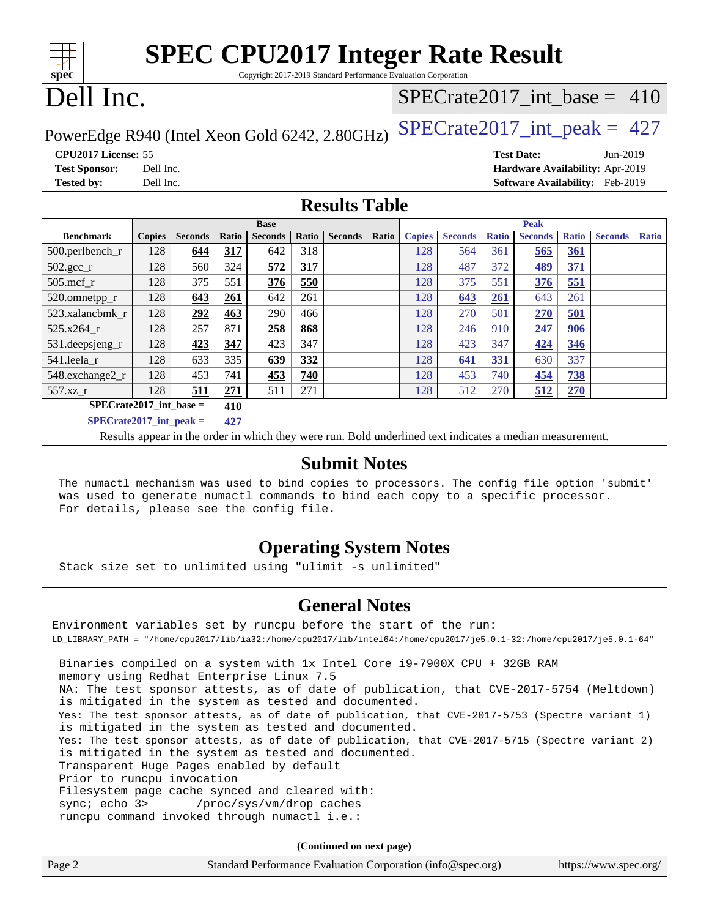# SPEC CPU2017 Integer Rate Result

Copyright 2017-2019 Standard Performance Evaluation Corporation

# Dell Inc.

PowerEdge R940 (Intel Xeon Gold 6242, 2.80GHz)

SPECrate2017_int_base = 410

SPECrate2017_int_peak = 427

**CPU2017 License:** 55
**Test Sponsor:** Dell Inc.
**Tested by:** Dell Inc.

**Test Date:** Jun-2019
**Hardware Availability:** Apr-2019
**Software Availability:** Feb-2019

## Results Table

| | Base | | | | | | | Peak | | | | | | |
|---|---|---|---|---|---|---|---|---|---|---|---|---|---|---|
| **Benchmark** | **Copies** | **Seconds** | **Ratio** | **Seconds** | **Ratio** | **Seconds** | **Ratio** | **Copies** | **Seconds** | **Ratio** | **Seconds** | **Ratio** | **Seconds** | **Ratio** |
| 500.perlbench_r | 128 | **644** | **317** | 642 | 318 | | | 128 | 564 | 361 | **565** | **361** | | |
| 502.gcc_r | 128 | 560 | 324 | **572** | **317** | | | 128 | 487 | 372 | **489** | **371** | | |
| 505.mcf_r | 128 | 375 | 551 | **376** | **550** | | | 128 | 375 | 551 | **376** | **551** | | |
| 520.omnetpp_r | 128 | **643** | **261** | 642 | 261 | | | 128 | **643** | **261** | 643 | 261 | | |
| 523.xalancbmk_r | 128 | **292** | **463** | 290 | 466 | | | 128 | 270 | 501 | **270** | **501** | | |
| 525.x264_r | 128 | 257 | 871 | **258** | **868** | | | 128 | 246 | 910 | **247** | **906** | | |
| 531.deepsjeng_r | 128 | **423** | **347** | 423 | 347 | | | 128 | 423 | 347 | **424** | **346** | | |
| 541.leela_r | 128 | 633 | 335 | **639** | **332** | | | 128 | **641** | **331** | 630 | 337 | | |
| 548.exchange2_r | 128 | 453 | 741 | **453** | **740** | | | 128 | 453 | 740 | **454** | **738** | | |
| 557.xz_r | 128 | **511** | **271** | 511 | 271 | | | 128 | 512 | 270 | **512** | **270** | | |

**SPECrate2017_int_base = 410**

**SPECrate2017_int_peak = 427**

Results appear in the order in which they were run. Bold underlined text indicates a median measurement.

## Submit Notes

```
The numactl mechanism was used to bind copies to processors. The config file option 'submit'
was used to generate numactl commands to bind each copy to a specific processor.
For details, please see the config file.
```

## Operating System Notes

```
Stack size set to unlimited using "ulimit -s unlimited"
```

## General Notes

```
Environment variables set by runcpu before the start of the run:
LD_LIBRARY_PATH = "/home/cpu2017/lib/ia32:/home/cpu2017/lib/intel64:/home/cpu2017/je5.0.1-32:/home/cpu2017/je5.0.1-64"

 Binaries compiled on a system with 1x Intel Core i9-7900X CPU + 32GB RAM
 memory using Redhat Enterprise Linux 7.5
 NA: The test sponsor attests, as of date of publication, that CVE-2017-5754 (Meltdown)
 is mitigated in the system as tested and documented.
 Yes: The test sponsor attests, as of date of publication, that CVE-2017-5753 (Spectre variant 1)
 is mitigated in the system as tested and documented.
 Yes: The test sponsor attests, as of date of publication, that CVE-2017-5715 (Spectre variant 2)
 is mitigated in the system as tested and documented.
 Transparent Huge Pages enabled by default
 Prior to runcpu invocation
 Filesystem page cache synced and cleared with:
 sync; echo 3>       /proc/sys/vm/drop_caches
 runcpu command invoked through numactl i.e.:
```

**(Continued on next page)**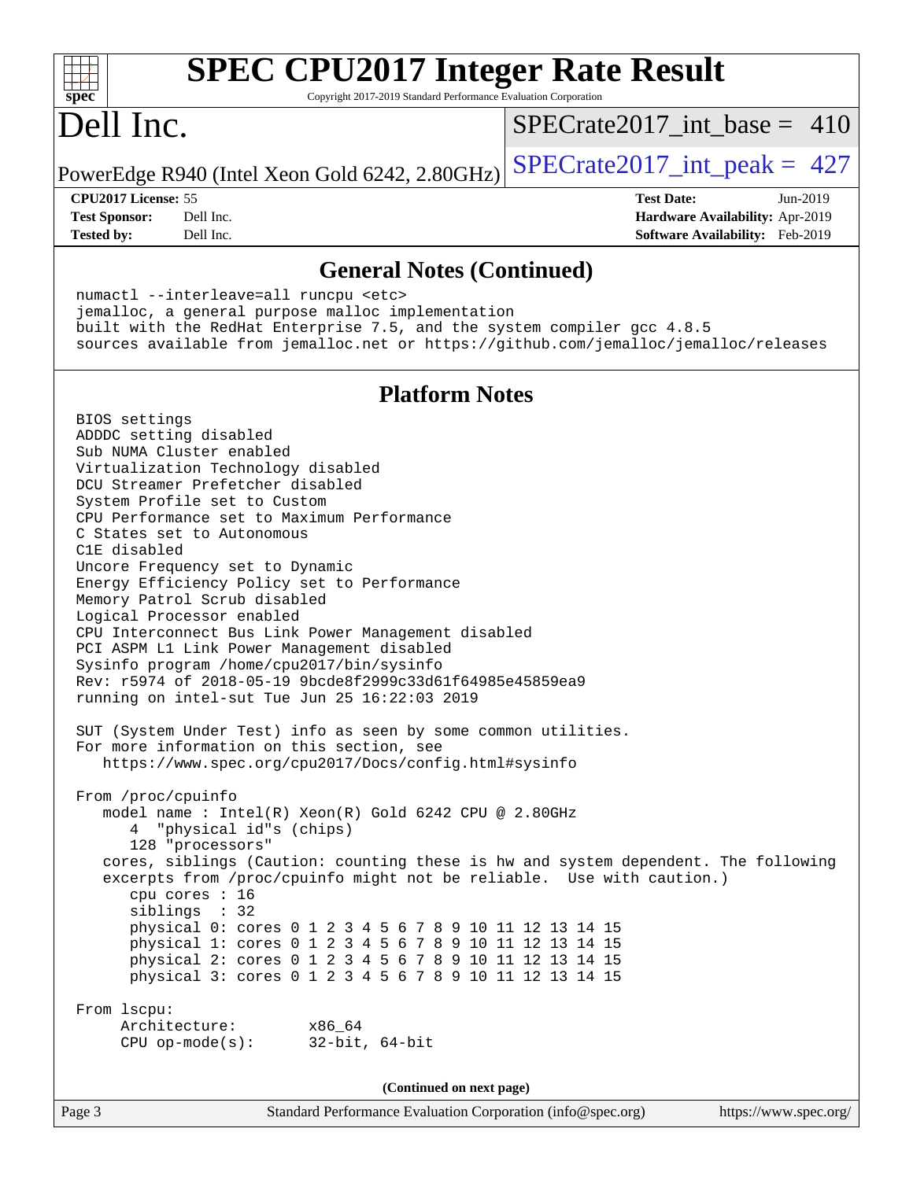# SPEC CPU2017 Integer Rate Result

Copyright 2017-2019 Standard Performance Evaluation Corporation

# Dell Inc.

PowerEdge R940 (Intel Xeon Gold 6242, 2.80GHz)

SPECrate2017_int_base = 410

SPECrate2017_int_peak = 427

**CPU2017 License:** 55
**Test Sponsor:** Dell Inc.
**Tested by:** Dell Inc.

**Test Date:** Jun-2019
**Hardware Availability:** Apr-2019
**Software Availability:** Feb-2019

## General Notes (Continued)

```
numactl --interleave=all runcpu <etc>
jemalloc, a general purpose malloc implementation
built with the RedHat Enterprise 7.5, and the system compiler gcc 4.8.5
sources available from jemalloc.net or https://github.com/jemalloc/jemalloc/releases
```

## Platform Notes

```
BIOS settings
ADDDC setting disabled
Sub NUMA Cluster enabled
Virtualization Technology disabled
DCU Streamer Prefetcher disabled
System Profile set to Custom
CPU Performance set to Maximum Performance
C States set to Autonomous
C1E disabled
Uncore Frequency set to Dynamic
Energy Efficiency Policy set to Performance
Memory Patrol Scrub disabled
Logical Processor enabled
CPU Interconnect Bus Link Power Management disabled
PCI ASPM L1 Link Power Management disabled
Sysinfo program /home/cpu2017/bin/sysinfo
Rev: r5974 of 2018-05-19 9bcde8f2999c33d61f64985e45859ea9
running on intel-sut Tue Jun 25 16:22:03 2019

SUT (System Under Test) info as seen by some common utilities.
For more information on this section, see
   https://www.spec.org/cpu2017/Docs/config.html#sysinfo

From /proc/cpuinfo
   model name : Intel(R) Xeon(R) Gold 6242 CPU @ 2.80GHz
      4  "physical id"s (chips)
      128 "processors"
   cores, siblings (Caution: counting these is hw and system dependent. The following
   excerpts from /proc/cpuinfo might not be reliable.  Use with caution.)
      cpu cores : 16
      siblings  : 32
      physical 0: cores 0 1 2 3 4 5 6 7 8 9 10 11 12 13 14 15
      physical 1: cores 0 1 2 3 4 5 6 7 8 9 10 11 12 13 14 15
      physical 2: cores 0 1 2 3 4 5 6 7 8 9 10 11 12 13 14 15
      physical 3: cores 0 1 2 3 4 5 6 7 8 9 10 11 12 13 14 15

From lscpu:
     Architecture:        x86_64
     CPU op-mode(s):      32-bit, 64-bit
```

(Continued on next page)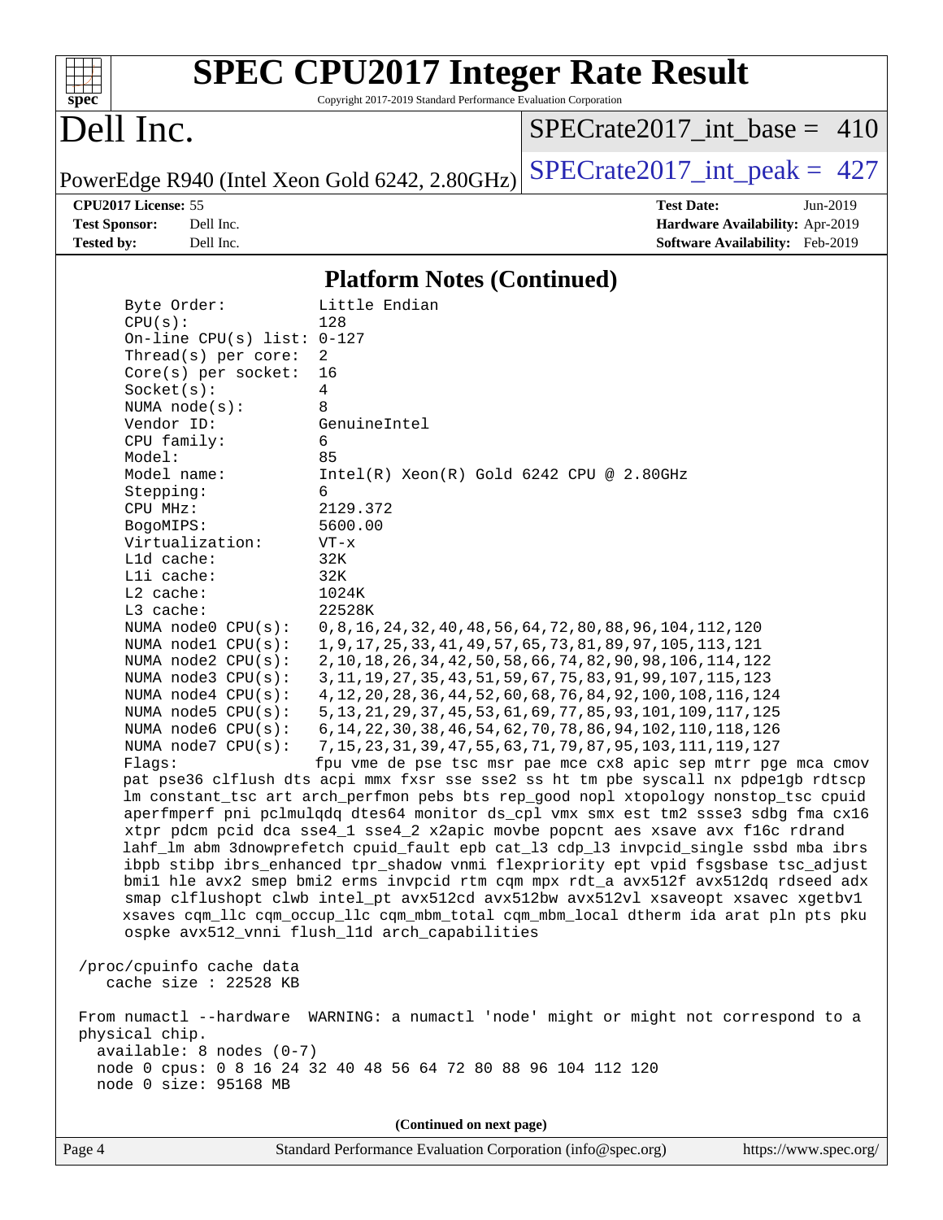# SPEC CPU2017 Integer Rate Result

Copyright 2017-2019 Standard Performance Evaluation Corporation

# Dell Inc.

PowerEdge R940 (Intel Xeon Gold 6242, 2.80GHz)

SPECrate2017_int_base = 410

SPECrate2017_int_peak = 427

**CPU2017 License:** 55
**Test Sponsor:** Dell Inc.
**Tested by:** Dell Inc.

**Test Date:** Jun-2019
**Hardware Availability:** Apr-2019
**Software Availability:** Feb-2019

## Platform Notes (Continued)

```
     Byte Order:            Little Endian
     CPU(s):                128
     On-line CPU(s) list: 0-127
     Thread(s) per core:  2
     Core(s) per socket:  16
     Socket(s):           4
     NUMA node(s):        8
     Vendor ID:           GenuineIntel
     CPU family:          6
     Model:               85
     Model name:          Intel(R) Xeon(R) Gold 6242 CPU @ 2.80GHz
     Stepping:            6
     CPU MHz:             2129.372
     BogoMIPS:            5600.00
     Virtualization:      VT-x
     L1d cache:           32K
     L1i cache:           32K
     L2 cache:            1024K
     L3 cache:            22528K
     NUMA node0 CPU(s):   0,8,16,24,32,40,48,56,64,72,80,88,96,104,112,120
     NUMA node1 CPU(s):   1,9,17,25,33,41,49,57,65,73,81,89,97,105,113,121
     NUMA node2 CPU(s):   2,10,18,26,34,42,50,58,66,74,82,90,98,106,114,122
     NUMA node3 CPU(s):   3,11,19,27,35,43,51,59,67,75,83,91,99,107,115,123
     NUMA node4 CPU(s):   4,12,20,28,36,44,52,60,68,76,84,92,100,108,116,124
     NUMA node5 CPU(s):   5,13,21,29,37,45,53,61,69,77,85,93,101,109,117,125
     NUMA node6 CPU(s):   6,14,22,30,38,46,54,62,70,78,86,94,102,110,118,126
     NUMA node7 CPU(s):   7,15,23,31,39,47,55,63,71,79,87,95,103,111,119,127
     Flags:               fpu vme de pse tsc msr pae mce cx8 apic sep mtrr pge mca cmov
     pat pse36 clflush dts acpi mmx fxsr sse sse2 ss ht tm pbe syscall nx pdpe1gb rdtscp
     lm constant_tsc art arch_perfmon pebs bts rep_good nopl xtopology nonstop_tsc cpuid
     aperfmperf pni pclmulqdq dtes64 monitor ds_cpl vmx smx est tm2 ssse3 sdbg fma cx16
     xtpr pdcm pcid dca sse4_1 sse4_2 x2apic movbe popcnt aes xsave avx f16c rdrand
     lahf_lm abm 3dnowprefetch cpuid_fault epb cat_l3 cdp_l3 invpcid_single ssbd mba ibrs
     ibpb stibp ibrs_enhanced tpr_shadow vnmi flexpriority ept vpid fsgsbase tsc_adjust
     bmi1 hle avx2 smep bmi2 erms invpcid rtm cqm mpx rdt_a avx512f avx512dq rdseed adx
     smap clflushopt clwb intel_pt avx512cd avx512bw avx512vl xsaveopt xsavec xgetbv1
     xsaves cqm_llc cqm_occup_llc cqm_mbm_total cqm_mbm_local dtherm ida arat pln pts pku
     ospke avx512_vnni flush_l1d arch_capabilities

 /proc/cpuinfo cache data
    cache size : 22528 KB

 From numactl --hardware  WARNING: a numactl 'node' might or might not correspond to a
 physical chip.
   available: 8 nodes (0-7)
   node 0 cpus: 0 8 16 24 32 40 48 56 64 72 80 88 96 104 112 120
   node 0 size: 95168 MB
```

**(Continued on next page)**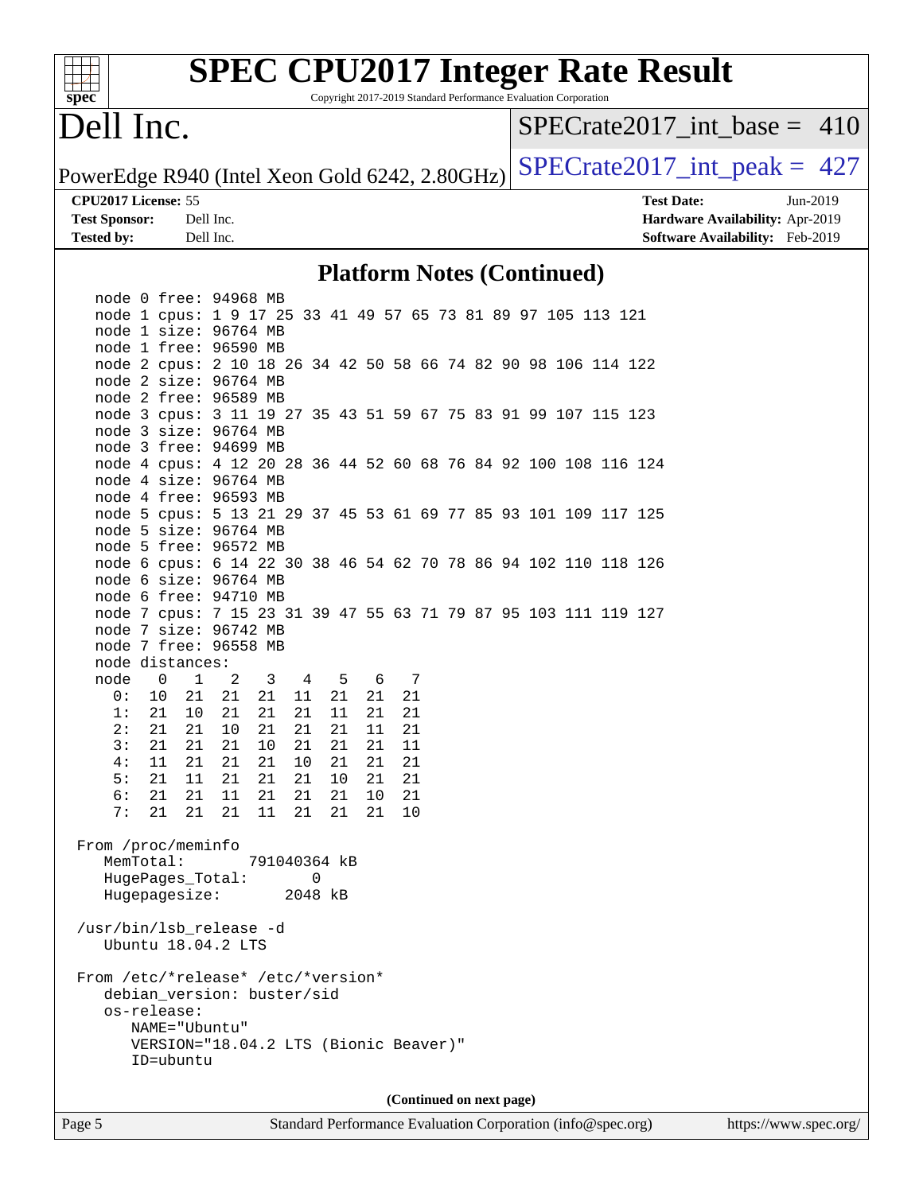# SPEC CPU2017 Integer Rate Result

Copyright 2017-2019 Standard Performance Evaluation Corporation

# Dell Inc.

PowerEdge R940 (Intel Xeon Gold 6242, 2.80GHz)

SPECrate2017_int_base = 410

SPECrate2017_int_peak = 427

**CPU2017 License:** 55
**Test Sponsor:** Dell Inc.
**Tested by:** Dell Inc.

**Test Date:** Jun-2019
**Hardware Availability:** Apr-2019
**Software Availability:** Feb-2019

## Platform Notes (Continued)

```
   node 0 free: 94968 MB
   node 1 cpus: 1 9 17 25 33 41 49 57 65 73 81 89 97 105 113 121
   node 1 size: 96764 MB
   node 1 free: 96590 MB
   node 2 cpus: 2 10 18 26 34 42 50 58 66 74 82 90 98 106 114 122
   node 2 size: 96764 MB
   node 2 free: 96589 MB
   node 3 cpus: 3 11 19 27 35 43 51 59 67 75 83 91 99 107 115 123
   node 3 size: 96764 MB
   node 3 free: 94699 MB
   node 4 cpus: 4 12 20 28 36 44 52 60 68 76 84 92 100 108 116 124
   node 4 size: 96764 MB
   node 4 free: 96593 MB
   node 5 cpus: 5 13 21 29 37 45 53 61 69 77 85 93 101 109 117 125
   node 5 size: 96764 MB
   node 5 free: 96572 MB
   node 6 cpus: 6 14 22 30 38 46 54 62 70 78 86 94 102 110 118 126
   node 6 size: 96764 MB
   node 6 free: 94710 MB
   node 7 cpus: 7 15 23 31 39 47 55 63 71 79 87 95 103 111 119 127
   node 7 size: 96742 MB
   node 7 free: 96558 MB
   node distances:
   node   0   1   2   3   4   5   6   7
     0:  10  21  21  21  11  21  21  21
     1:  21  10  21  21  21  11  21  21
     2:  21  21  10  21  21  21  11  21
     3:  21  21  21  10  21  21  21  11
     4:  11  21  21  21  10  21  21  21
     5:  21  11  21  21  21  10  21  21
     6:  21  21  11  21  21  21  10  21
     7:  21  21  21  11  21  21  21  10

 From /proc/meminfo
    MemTotal:       791040364 kB
    HugePages_Total:       0
    Hugepagesize:       2048 kB

 /usr/bin/lsb_release -d
    Ubuntu 18.04.2 LTS

 From /etc/*release* /etc/*version*
    debian_version: buster/sid
    os-release:
       NAME="Ubuntu"
       VERSION="18.04.2 LTS (Bionic Beaver)"
       ID=ubuntu
```

**(Continued on next page)**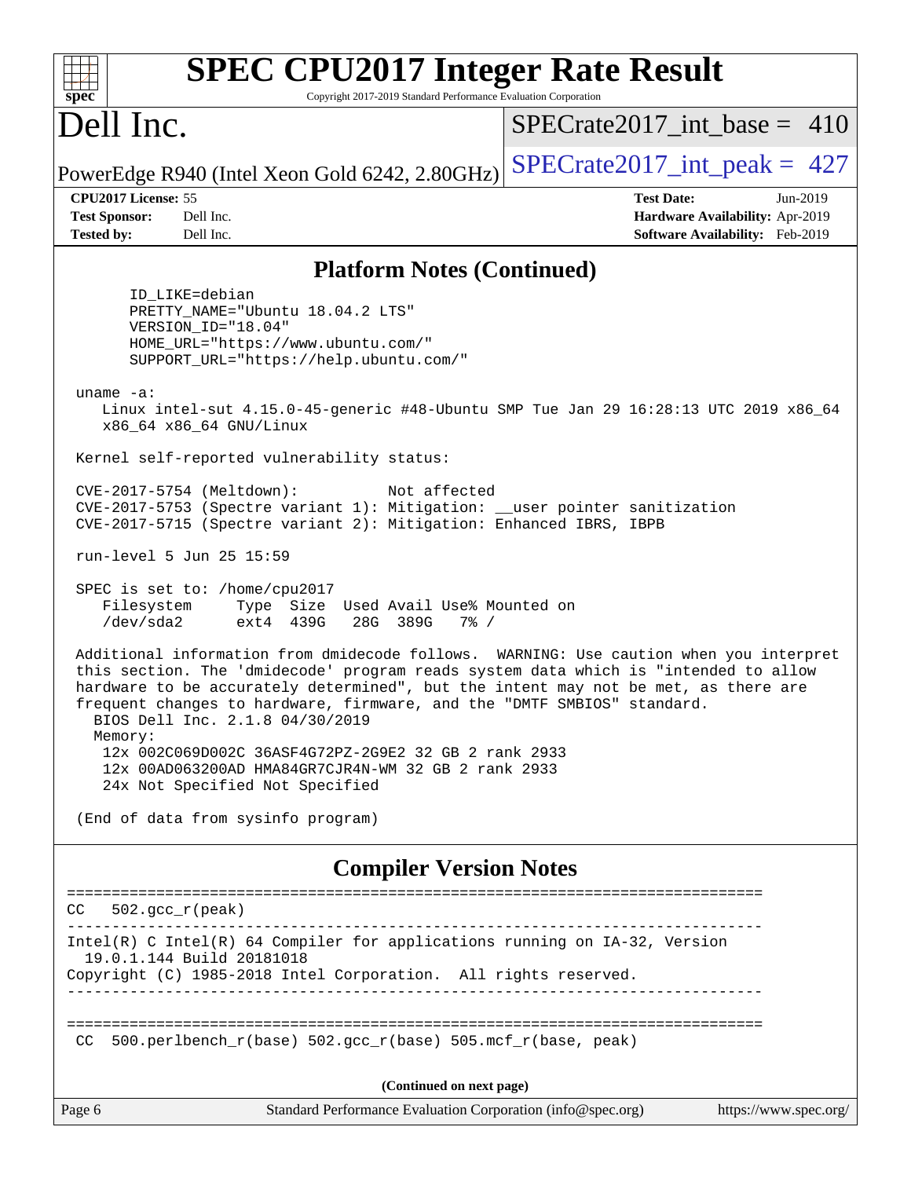## Platform Notes (Continued)

```
       ID_LIKE=debian
       PRETTY_NAME="Ubuntu 18.04.2 LTS"
       VERSION_ID="18.04"
       HOME_URL="https://www.ubuntu.com/"
       SUPPORT_URL="https://help.ubuntu.com/"

 uname -a:
    Linux intel-sut 4.15.0-45-generic #48-Ubuntu SMP Tue Jan 29 16:28:13 UTC 2019 x86_64
    x86_64 x86_64 GNU/Linux

 Kernel self-reported vulnerability status:

 CVE-2017-5754 (Meltdown):          Not affected
 CVE-2017-5753 (Spectre variant 1): Mitigation: __user pointer sanitization
 CVE-2017-5715 (Spectre variant 2): Mitigation: Enhanced IBRS, IBPB

 run-level 5 Jun 25 15:59

 SPEC is set to: /home/cpu2017
    Filesystem     Type  Size  Used Avail Use% Mounted on
    /dev/sda2      ext4  439G   28G  389G   7% /

 Additional information from dmidecode follows.  WARNING: Use caution when you interpret
 this section. The 'dmidecode' program reads system data which is "intended to allow
 hardware to be accurately determined", but the intent may not be met, as there are
 frequent changes to hardware, firmware, and the "DMTF SMBIOS" standard.
   BIOS Dell Inc. 2.1.8 04/30/2019
   Memory:
    12x 002C069D002C 36ASF4G72PZ-2G9E2 32 GB 2 rank 2933
    12x 00AD063200AD HMA84GR7CJR4N-WM 32 GB 2 rank 2933
    24x Not Specified Not Specified

 (End of data from sysinfo program)
```

## Compiler Version Notes

```
==============================================================================
CC   502.gcc_r(peak)
------------------------------------------------------------------------------
Intel(R) C Intel(R) 64 Compiler for applications running on IA-32, Version
  19.0.1.144 Build 20181018
Copyright (C) 1985-2018 Intel Corporation.  All rights reserved.
------------------------------------------------------------------------------

==============================================================================
 CC  500.perlbench_r(base) 502.gcc_r(base) 505.mcf_r(base, peak)
```

(Continued on next page)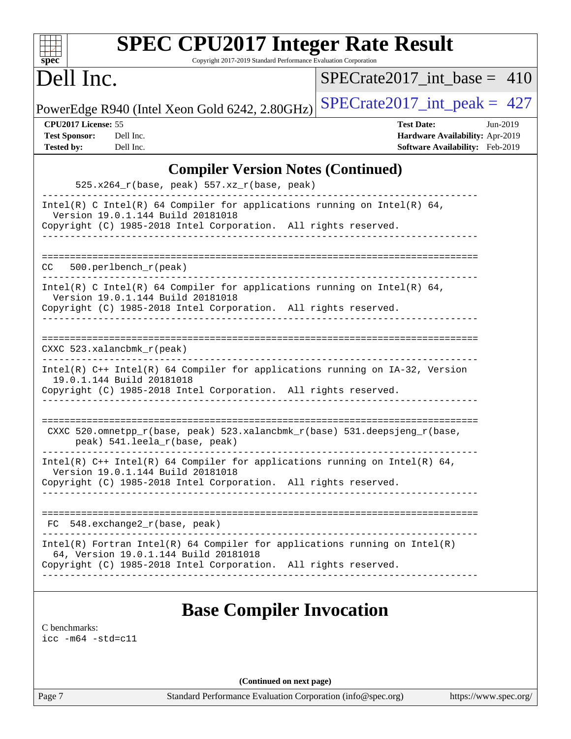# SPEC CPU2017 Integer Rate Result

Copyright 2017-2019 Standard Performance Evaluation Corporation

# Dell Inc.

PowerEdge R940 (Intel Xeon Gold 6242, 2.80GHz)

SPECrate2017_int_base = 410

SPECrate2017_int_peak = 427

**CPU2017 License:** 55
**Test Sponsor:** Dell Inc.
**Tested by:** Dell Inc.

**Test Date:** Jun-2019
**Hardware Availability:** Apr-2019
**Software Availability:** Feb-2019

## Compiler Version Notes (Continued)

```
      525.x264_r(base, peak) 557.xz_r(base, peak)
------------------------------------------------------------------------------
Intel(R) C Intel(R) 64 Compiler for applications running on Intel(R) 64,
  Version 19.0.1.144 Build 20181018
Copyright (C) 1985-2018 Intel Corporation.  All rights reserved.
------------------------------------------------------------------------------

==============================================================================
CC   500.perlbench_r(peak)
------------------------------------------------------------------------------
Intel(R) C Intel(R) 64 Compiler for applications running on Intel(R) 64,
  Version 19.0.1.144 Build 20181018
Copyright (C) 1985-2018 Intel Corporation.  All rights reserved.
------------------------------------------------------------------------------

==============================================================================
CXXC 523.xalancbmk_r(peak)
------------------------------------------------------------------------------
Intel(R) C++ Intel(R) 64 Compiler for applications running on IA-32, Version
  19.0.1.144 Build 20181018
Copyright (C) 1985-2018 Intel Corporation.  All rights reserved.
------------------------------------------------------------------------------

==============================================================================
 CXXC 520.omnetpp_r(base, peak) 523.xalancbmk_r(base) 531.deepsjeng_r(base,
      peak) 541.leela_r(base, peak)
------------------------------------------------------------------------------
Intel(R) C++ Intel(R) 64 Compiler for applications running on Intel(R) 64,
  Version 19.0.1.144 Build 20181018
Copyright (C) 1985-2018 Intel Corporation.  All rights reserved.
------------------------------------------------------------------------------

==============================================================================
 FC  548.exchange2_r(base, peak)
------------------------------------------------------------------------------
Intel(R) Fortran Intel(R) 64 Compiler for applications running on Intel(R)
  64, Version 19.0.1.144 Build 20181018
Copyright (C) 1985-2018 Intel Corporation.  All rights reserved.
------------------------------------------------------------------------------
```

## Base Compiler Invocation

C benchmarks:
icc -m64 -std=c11

**(Continued on next page)**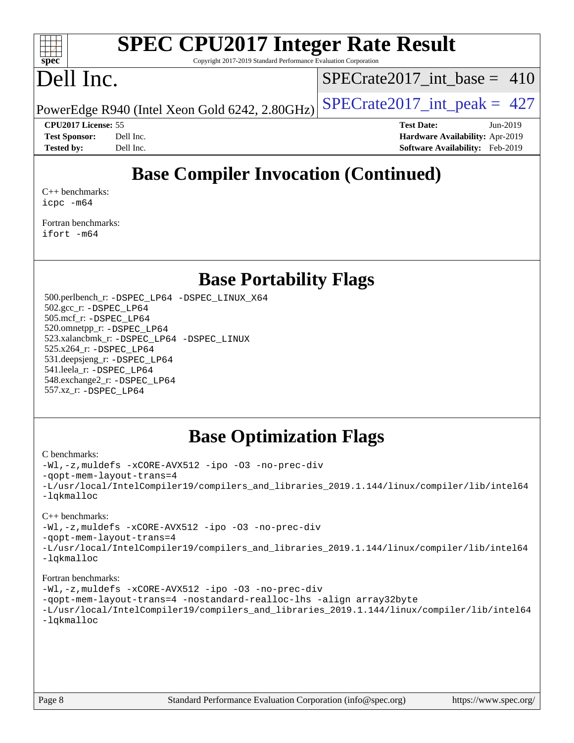# Base Compiler Invocation (Continued)

C++ benchmarks:
icpc -m64

Fortran benchmarks:
ifort -m64

# Base Portability Flags

500.perlbench_r: -DSPEC_LP64 -DSPEC_LINUX_X64
502.gcc_r: -DSPEC_LP64
505.mcf_r: -DSPEC_LP64
520.omnetpp_r: -DSPEC_LP64
523.xalancbmk_r: -DSPEC_LP64 -DSPEC_LINUX
525.x264_r: -DSPEC_LP64
531.deepsjeng_r: -DSPEC_LP64
541.leela_r: -DSPEC_LP64
548.exchange2_r: -DSPEC_LP64
557.xz_r: -DSPEC_LP64

# Base Optimization Flags

C benchmarks:
-Wl,-z,muldefs -xCORE-AVX512 -ipo -O3 -no-prec-div
-qopt-mem-layout-trans=4
-L/usr/local/IntelCompiler19/compilers_and_libraries_2019.1.144/linux/compiler/lib/intel64
-lqkmalloc

C++ benchmarks:
-Wl,-z,muldefs -xCORE-AVX512 -ipo -O3 -no-prec-div
-qopt-mem-layout-trans=4
-L/usr/local/IntelCompiler19/compilers_and_libraries_2019.1.144/linux/compiler/lib/intel64
-lqkmalloc

Fortran benchmarks:
-Wl,-z,muldefs -xCORE-AVX512 -ipo -O3 -no-prec-div
-qopt-mem-layout-trans=4 -nostandard-realloc-lhs -align array32byte
-L/usr/local/IntelCompiler19/compilers_and_libraries_2019.1.144/linux/compiler/lib/intel64
-lqkmalloc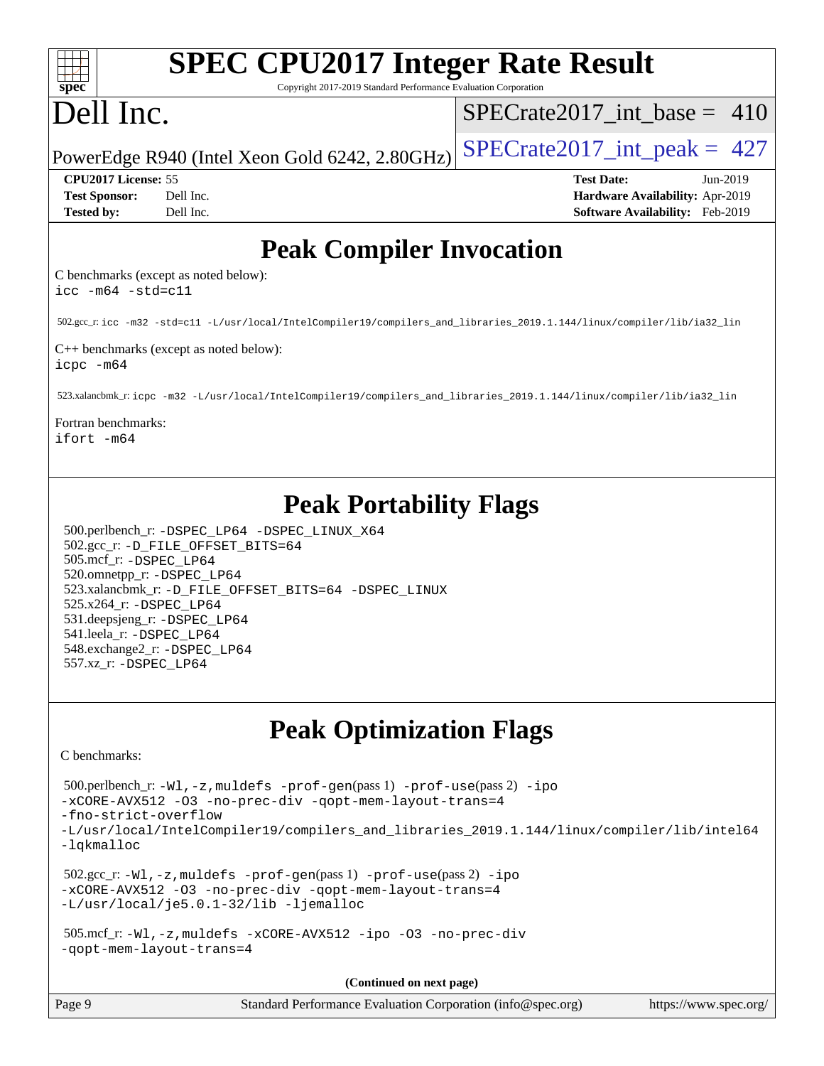# Peak Compiler Invocation

C benchmarks (except as noted below):
icc -m64 -std=c11

502.gcc_r: icc -m32 -std=c11 -L/usr/local/IntelCompiler19/compilers_and_libraries_2019.1.144/linux/compiler/lib/ia32_lin

C++ benchmarks (except as noted below):
icpc -m64

523.xalancbmk_r: icpc -m32 -L/usr/local/IntelCompiler19/compilers_and_libraries_2019.1.144/linux/compiler/lib/ia32_lin

Fortran benchmarks:
ifort -m64

# Peak Portability Flags

500.perlbench_r: -DSPEC_LP64 -DSPEC_LINUX_X64
502.gcc_r: -D_FILE_OFFSET_BITS=64
505.mcf_r: -DSPEC_LP64
520.omnetpp_r: -DSPEC_LP64
523.xalancbmk_r: -D_FILE_OFFSET_BITS=64 -DSPEC_LINUX
525.x264_r: -DSPEC_LP64
531.deepsjeng_r: -DSPEC_LP64
541.leela_r: -DSPEC_LP64
548.exchange2_r: -DSPEC_LP64
557.xz_r: -DSPEC_LP64

# Peak Optimization Flags

C benchmarks:

500.perlbench_r: -Wl,-z,muldefs -prof-gen(pass 1) -prof-use(pass 2) -ipo -xCORE-AVX512 -O3 -no-prec-div -qopt-mem-layout-trans=4 -fno-strict-overflow -L/usr/local/IntelCompiler19/compilers_and_libraries_2019.1.144/linux/compiler/lib/intel64 -lqkmalloc

502.gcc_r: -Wl,-z,muldefs -prof-gen(pass 1) -prof-use(pass 2) -ipo -xCORE-AVX512 -O3 -no-prec-div -qopt-mem-layout-trans=4 -L/usr/local/je5.0.1-32/lib -ljemalloc

505.mcf_r: -Wl,-z,muldefs -xCORE-AVX512 -ipo -O3 -no-prec-div -qopt-mem-layout-trans=4

**(Continued on next page)**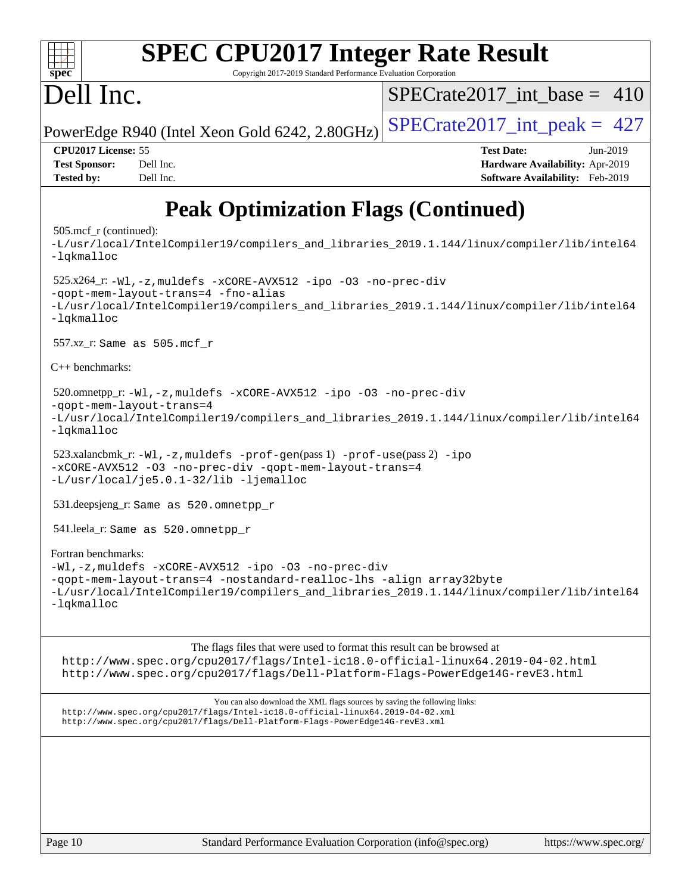# SPEC CPU2017 Integer Rate Result

Copyright 2017-2019 Standard Performance Evaluation Corporation

# Dell Inc.

PowerEdge R940 (Intel Xeon Gold 6242, 2.80GHz)

SPECrate2017_int_base = 410

SPECrate2017_int_peak = 427

| | | | |
|---|---|---|---|
| **CPU2017 License:** | 55 | **Test Date:** | Jun-2019 |
| **Test Sponsor:** | Dell Inc. | **Hardware Availability:** | Apr-2019 |
| **Tested by:** | Dell Inc. | **Software Availability:** | Feb-2019 |

## Peak Optimization Flags (Continued)

505.mcf_r (continued):
```
-L/usr/local/IntelCompiler19/compilers_and_libraries_2019.1.144/linux/compiler/lib/intel64
-lqkmalloc
```

525.x264_r:
```
-Wl,-z,muldefs -xCORE-AVX512 -ipo -O3 -no-prec-div
-qopt-mem-layout-trans=4 -fno-alias
-L/usr/local/IntelCompiler19/compilers_and_libraries_2019.1.144/linux/compiler/lib/intel64
-lqkmalloc
```

557.xz_r: Same as 505.mcf_r

C++ benchmarks:

520.omnetpp_r:
```
-Wl,-z,muldefs -xCORE-AVX512 -ipo -O3 -no-prec-div
-qopt-mem-layout-trans=4
-L/usr/local/IntelCompiler19/compilers_and_libraries_2019.1.144/linux/compiler/lib/intel64
-lqkmalloc
```

523.xalancbmk_r:
```
-Wl,-z,muldefs -prof-gen(pass 1) -prof-use(pass 2) -ipo
-xCORE-AVX512 -O3 -no-prec-div -qopt-mem-layout-trans=4
-L/usr/local/je5.0.1-32/lib -ljemalloc
```

531.deepsjeng_r: Same as 520.omnetpp_r

541.leela_r: Same as 520.omnetpp_r

Fortran benchmarks:
```
-Wl,-z,muldefs -xCORE-AVX512 -ipo -O3 -no-prec-div
-qopt-mem-layout-trans=4 -nostandard-realloc-lhs -align array32byte
-L/usr/local/IntelCompiler19/compilers_and_libraries_2019.1.144/linux/compiler/lib/intel64
-lqkmalloc
```

The flags files that were used to format this result can be browsed at
http://www.spec.org/cpu2017/flags/Intel-ic18.0-official-linux64.2019-04-02.html
http://www.spec.org/cpu2017/flags/Dell-Platform-Flags-PowerEdge14G-revE3.html

You can also download the XML flags sources by saving the following links:
http://www.spec.org/cpu2017/flags/Intel-ic18.0-official-linux64.2019-04-02.xml
http://www.spec.org/cpu2017/flags/Dell-Platform-Flags-PowerEdge14G-revE3.xml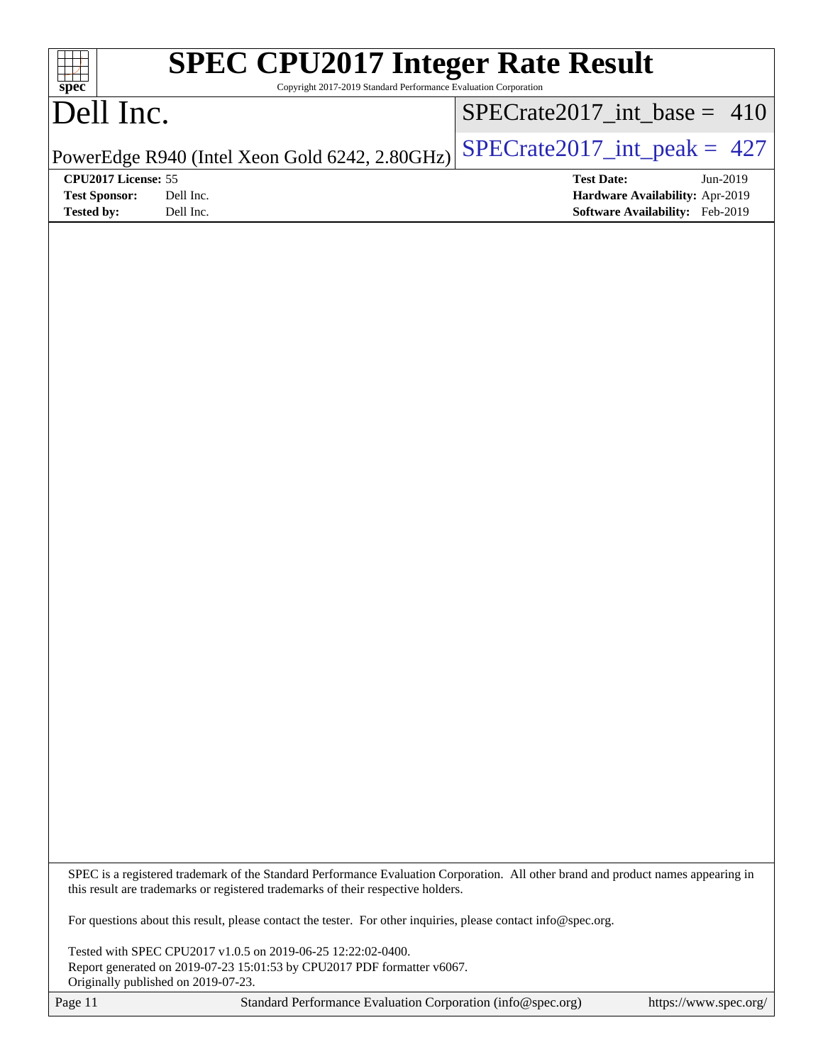# SPEC CPU2017 Integer Rate Result

Copyright 2017-2019 Standard Performance Evaluation Corporation

## Dell Inc.

PowerEdge R940 (Intel Xeon Gold 6242, 2.80GHz)

SPECrate2017_int_base = 410

SPECrate2017_int_peak = 427

**CPU2017 License:** 55
**Test Sponsor:** Dell Inc.
**Tested by:** Dell Inc.

**Test Date:** Jun-2019
**Hardware Availability:** Apr-2019
**Software Availability:** Feb-2019

SPEC is a registered trademark of the Standard Performance Evaluation Corporation. All other brand and product names appearing in this result are trademarks or registered trademarks of their respective holders.

For questions about this result, please contact the tester. For other inquiries, please contact info@spec.org.

Tested with SPEC CPU2017 v1.0.5 on 2019-06-25 12:22:02-0400.
Report generated on 2019-07-23 15:01:53 by CPU2017 PDF formatter v6067.
Originally published on 2019-07-23.